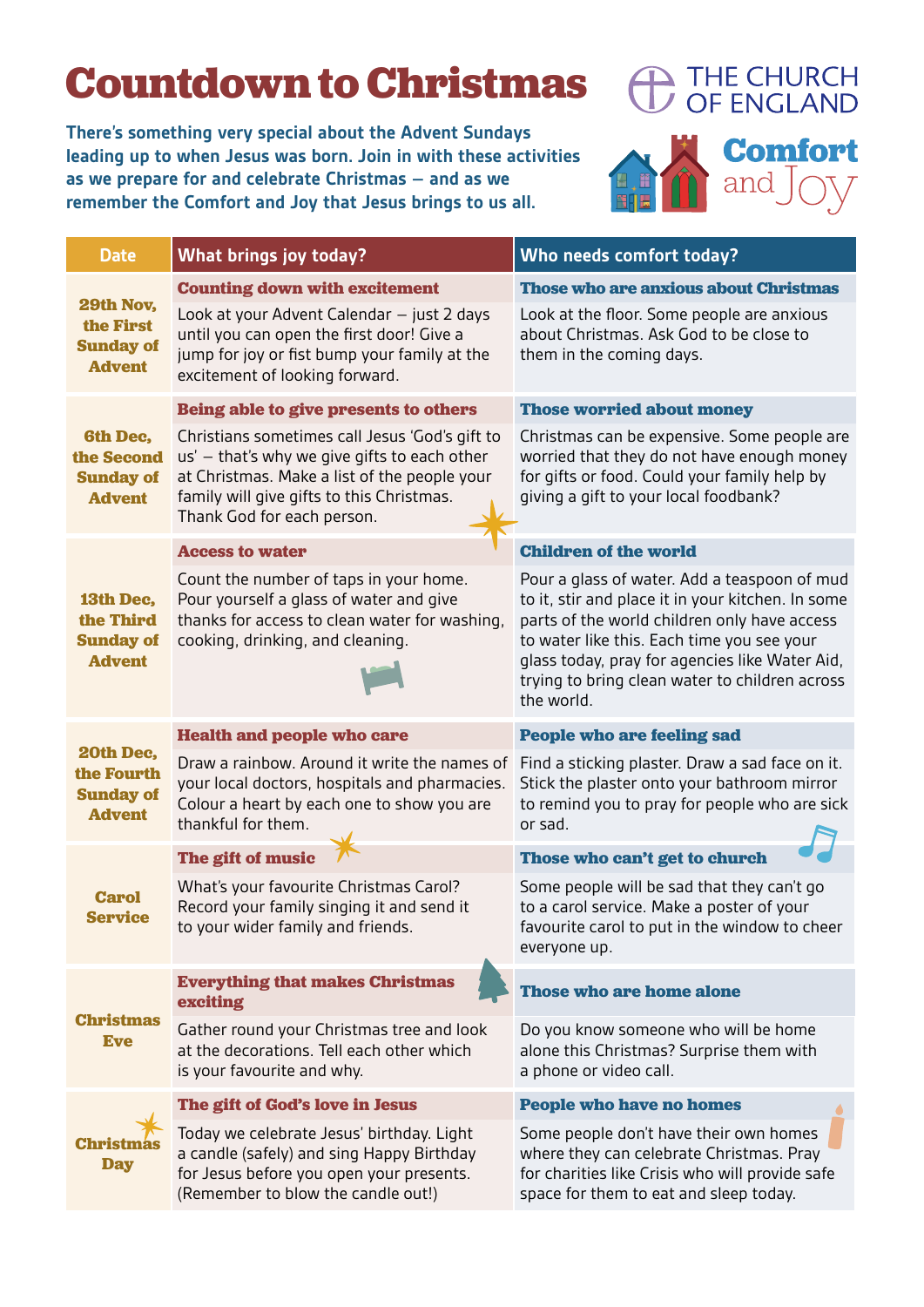# Countdown to Christmas

THE CHURCH OF ENGLAND

Comfort and Joy

**There's something very special about the Advent Sundays leading up to when Jesus was born. Join in with these activities as we prepare for and celebrate Christmas – and as we remember the Comfort and Joy that Jesus brings to us all.**

| Date | What brings joy today? | Who needs comfort today? |
|---|---|---|
| **29th Nov, the First Sunday of Advent** | **Counting down with excitement**<br>Look at your Advent Calendar – just 2 days until you can open the first door! Give a jump for joy or fist bump your family at the excitement of looking forward. | **Those who are anxious about Christmas**<br>Look at the floor. Some people are anxious about Christmas. Ask God to be close to them in the coming days. |
| **6th Dec, the Second Sunday of Advent** | **Being able to give presents to others**<br>Christians sometimes call Jesus 'God's gift to us' – that's why we give gifts to each other at Christmas. Make a list of the people your family will give gifts to this Christmas. Thank God for each person. | **Those worried about money**<br>Christmas can be expensive. Some people are worried that they do not have enough money for gifts or food. Could your family help by giving a gift to your local foodbank? |
| **13th Dec, the Third Sunday of Advent** | **Access to water**<br>Count the number of taps in your home. Pour yourself a glass of water and give thanks for access to clean water for washing, cooking, drinking, and cleaning. | **Children of the world**<br>Pour a glass of water. Add a teaspoon of mud to it, stir and place it in your kitchen. In some parts of the world children only have access to water like this. Each time you see your glass today, pray for agencies like Water Aid, trying to bring clean water to children across the world. |
| **20th Dec, the Fourth Sunday of Advent** | **Health and people who care**<br>Draw a rainbow. Around it write the names of your local doctors, hospitals and pharmacies. Colour a heart by each one to show you are thankful for them. | **People who are feeling sad**<br>Find a sticking plaster. Draw a sad face on it. Stick the plaster onto your bathroom mirror to remind you to pray for people who are sick or sad. |
| **Carol Service** | **The gift of music**<br>What's your favourite Christmas Carol? Record your family singing it and send it to your wider family and friends. | **Those who can't get to church**<br>Some people will be sad that they can't go to a carol service. Make a poster of your favourite carol to put in the window to cheer everyone up. |
| **Christmas Eve** | **Everything that makes Christmas exciting**<br>Gather round your Christmas tree and look at the decorations. Tell each other which is your favourite and why. | **Those who are home alone**<br>Do you know someone who will be home alone this Christmas? Surprise them with a phone or video call. |
| **Christmas Day** | **The gift of God's love in Jesus**<br>Today we celebrate Jesus' birthday. Light a candle (safely) and sing Happy Birthday for Jesus before you open your presents. (Remember to blow the candle out!) | **People who have no homes**<br>Some people don't have their own homes where they can celebrate Christmas. Pray for charities like Crisis who will provide safe space for them to eat and sleep today. |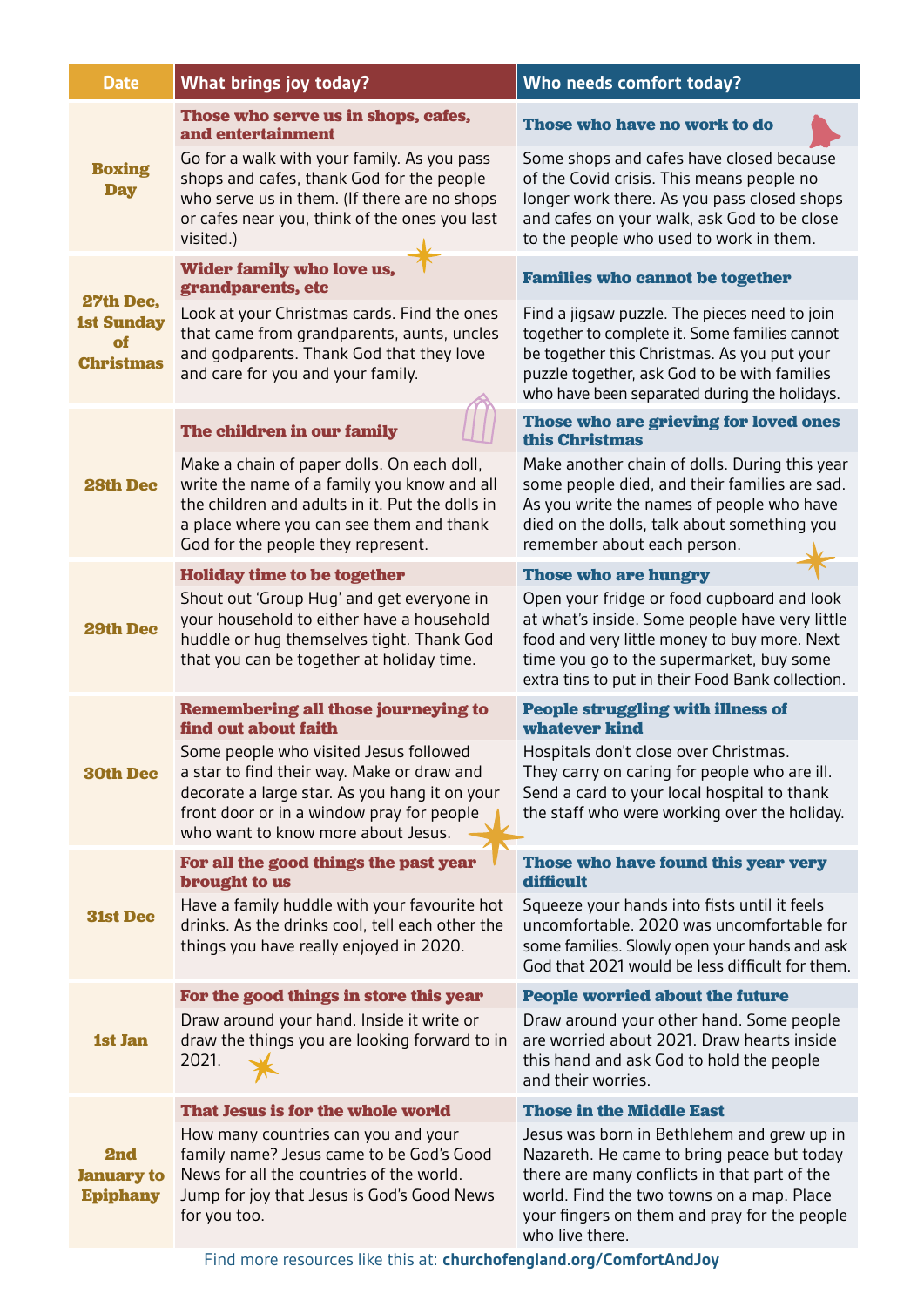| Date | What brings joy today? | Who needs comfort today? |
| --- | --- | --- |
| **Boxing Day** | **Those who serve us in shops, cafes, and entertainment** Go for a walk with your family. As you pass shops and cafes, thank God for the people who serve us in them. (If there are no shops or cafes near you, think of the ones you last visited.) | **Those who have no work to do** Some shops and cafes have closed because of the Covid crisis. This means people no longer work there. As you pass closed shops and cafes on your walk, ask God to be close to the people who used to work in them. |
| **27th Dec, 1st Sunday of Christmas** | **Wider family who love us, grandparents, etc** Look at your Christmas cards. Find the ones that came from grandparents, aunts, uncles and godparents. Thank God that they love and care for you and your family. | **Families who cannot be together** Find a jigsaw puzzle. The pieces need to join together to complete it. Some families cannot be together this Christmas. As you put your puzzle together, ask God to be with families who have been separated during the holidays. |
| **28th Dec** | **The children in our family** Make a chain of paper dolls. On each doll, write the name of a family you know and all the children and adults in it. Put the dolls in a place where you can see them and thank God for the people they represent. | **Those who are grieving for loved ones this Christmas** Make another chain of dolls. During this year some people died, and their families are sad. As you write the names of people who have died on the dolls, talk about something you remember about each person. |
| **29th Dec** | **Holiday time to be together** Shout out 'Group Hug' and get everyone in your household to either have a household huddle or hug themselves tight. Thank God that you can be together at holiday time. | **Those who are hungry** Open your fridge or food cupboard and look at what's inside. Some people have very little food and very little money to buy more. Next time you go to the supermarket, buy some extra tins to put in their Food Bank collection. |
| **30th Dec** | **Remembering all those journeying to find out about faith** Some people who visited Jesus followed a star to find their way. Make or draw and decorate a large star. As you hang it on your front door or in a window pray for people who want to know more about Jesus. | **People struggling with illness of whatever kind** Hospitals don't close over Christmas. They carry on caring for people who are ill. Send a card to your local hospital to thank the staff who were working over the holiday. |
| **31st Dec** | **For all the good things the past year brought to us** Have a family huddle with your favourite hot drinks. As the drinks cool, tell each other the things you have really enjoyed in 2020. | **Those who have found this year very difficult** Squeeze your hands into fists until it feels uncomfortable. 2020 was uncomfortable for some families. Slowly open your hands and ask God that 2021 would be less difficult for them. |
| **1st Jan** | **For the good things in store this year** Draw around your hand. Inside it write or draw the things you are looking forward to in 2021. | **People worried about the future** Draw around your other hand. Some people are worried about 2021. Draw hearts inside this hand and ask God to hold the people and their worries. |
| **2nd January to Epiphany** | **That Jesus is for the whole world** How many countries can you and your family name? Jesus came to be God's Good News for all the countries of the world. Jump for joy that Jesus is God's Good News for you too. | **Those in the Middle East** Jesus was born in Bethlehem and grew up in Nazareth. He came to bring peace but today there are many conflicts in that part of the world. Find the two towns on a map. Place your fingers on them and pray for the people who live there. |

Find more resources like this at: **churchofengland.org/ComfortAndJoy**